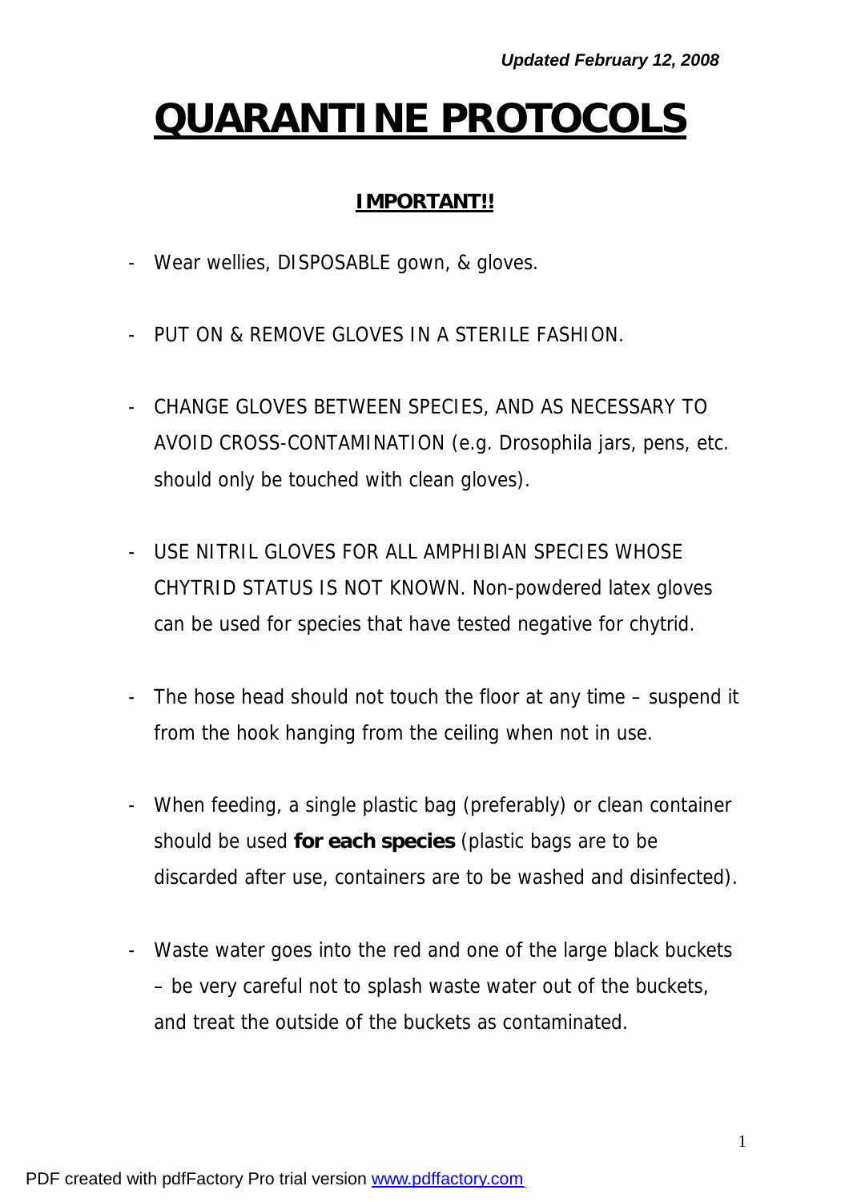*Updated February 12, 2008*

# QUARANTINE PROTOCOLS

## IMPORTANT!!

- Wear wellies, DISPOSABLE gown, & gloves.

- PUT ON & REMOVE GLOVES IN A STERILE FASHION.

- CHANGE GLOVES BETWEEN SPECIES, AND AS NECESSARY TO AVOID CROSS-CONTAMINATION (e.g. Drosophila jars, pens, etc. should only be touched with clean gloves).

- USE NITRIL GLOVES FOR ALL AMPHIBIAN SPECIES WHOSE CHYTRID STATUS IS NOT KNOWN. Non-powdered latex gloves can be used for species that have tested negative for chytrid.

- The hose head should not touch the floor at any time – suspend it from the hook hanging from the ceiling when not in use.

- When feeding, a single plastic bag (preferably) or clean container should be used **for each species** (plastic bags are to be discarded after use, containers are to be washed and disinfected).

- Waste water goes into the red and one of the large black buckets – be very careful not to splash waste water out of the buckets, and treat the outside of the buckets as contaminated.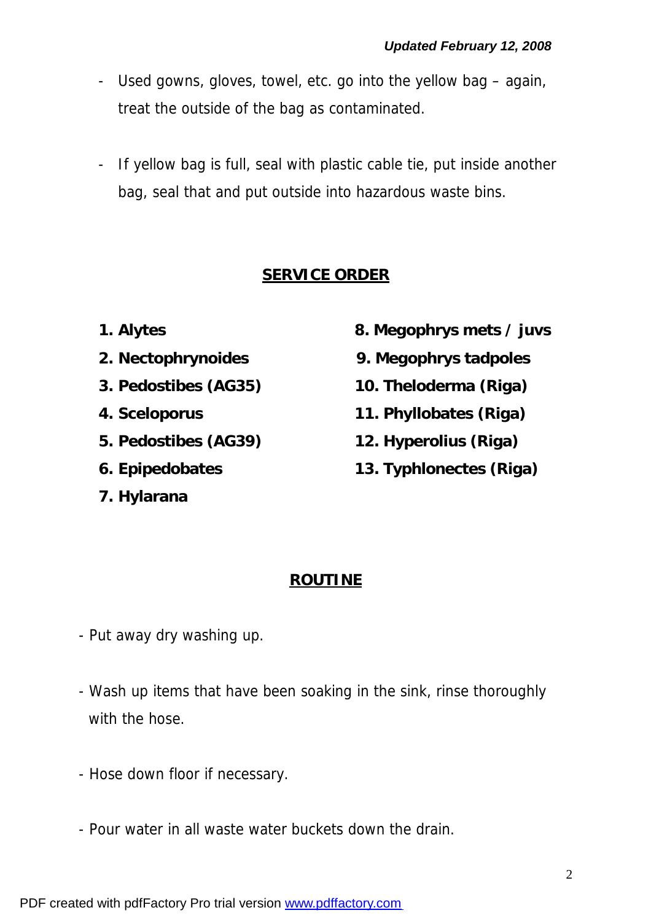- Used gowns, gloves, towel, etc. go into the yellow bag – again, treat the outside of the bag as contaminated.

- If yellow bag is full, seal with plastic cable tie, put inside another bag, seal that and put outside into hazardous waste bins.

## SERVICE ORDER

1. **Alytes**
2. **Nectophrynoides**
3. **Pedostibes (AG35)**
4. **Sceloporus**
5. **Pedostibes (AG39)**
6. **Epipedobates**
7. **Hylarana**
8. **Megophrys mets / juvs**
9. **Megophrys tadpoles**
10. **Theloderma (Riga)**
11. **Phyllobates (Riga)**
12. **Hyperolius (Riga)**
13. **Typhlonectes (Riga)**

## ROUTINE

- Put away dry washing up.

- Wash up items that have been soaking in the sink, rinse thoroughly with the hose.

- Hose down floor if necessary.

- Pour water in all waste water buckets down the drain.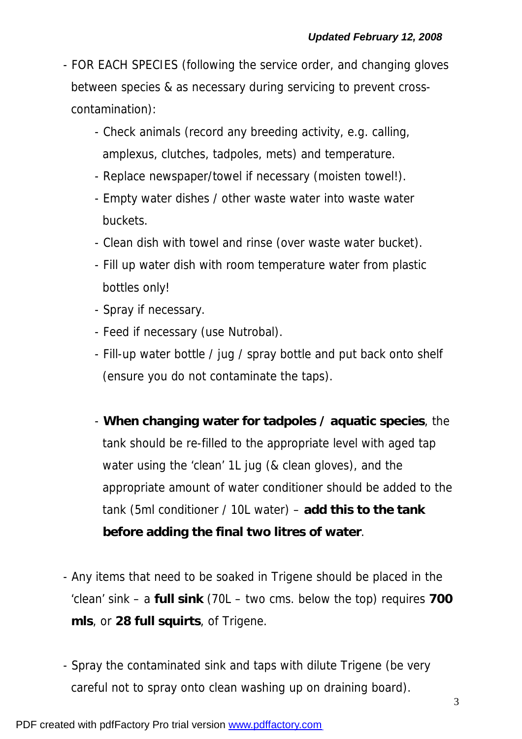*Updated February 12, 2008*

- FOR EACH SPECIES (following the service order, and changing gloves between species & as necessary during servicing to prevent cross-contamination):
  - Check animals (record any breeding activity, e.g. calling, amplexus, clutches, tadpoles, mets) and temperature.
  - Replace newspaper/towel if necessary (moisten towel!).
  - Empty water dishes / other waste water into waste water buckets.
  - Clean dish with towel and rinse (over waste water bucket).
  - Fill up water dish with room temperature water from plastic bottles only!
  - Spray if necessary.
  - Feed if necessary (use Nutrobal).
  - Fill-up water bottle / jug / spray bottle and put back onto shelf (ensure you do not contaminate the taps).

  - **When changing water for tadpoles / aquatic species**, the tank should be re-filled to the appropriate level with aged tap water using the 'clean' 1L jug (& clean gloves), and the appropriate amount of water conditioner should be added to the tank (5ml conditioner / 10L water) – **add this to the tank before adding the final two litres of water**.

- Any items that need to be soaked in Trigene should be placed in the 'clean' sink – a **full sink** (70L – two cms. below the top) requires **700 mls**, or **28 full squirts**, of Trigene.

- Spray the contaminated sink and taps with dilute Trigene (be very careful not to spray onto clean washing up on draining board).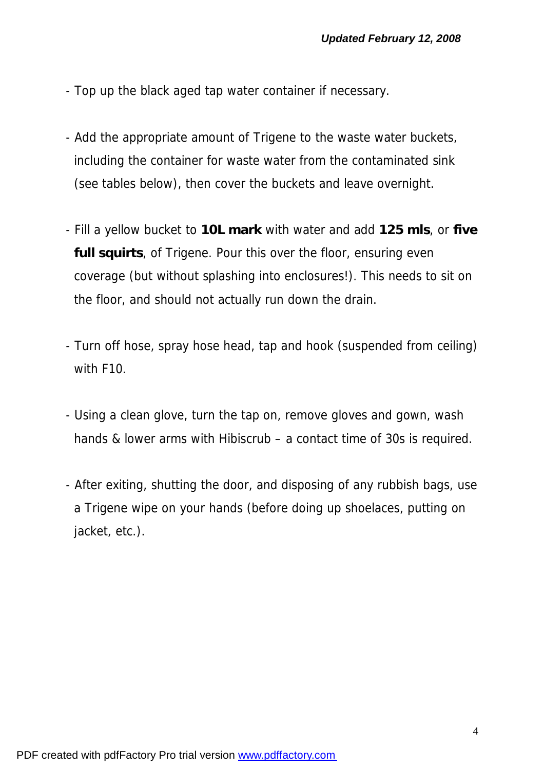- Top up the black aged tap water container if necessary.

- Add the appropriate amount of Trigene to the waste water buckets, including the container for waste water from the contaminated sink (see tables below), then cover the buckets and leave overnight.

- Fill a yellow bucket to **10L mark** with water and add **125 mls**, or **five full squirts**, of Trigene. Pour this over the floor, ensuring even coverage (but without splashing into enclosures!). This needs to sit on the floor, and should not actually run down the drain.

- Turn off hose, spray hose head, tap and hook (suspended from ceiling) with F10.

- Using a clean glove, turn the tap on, remove gloves and gown, wash hands & lower arms with Hibiscrub – a contact time of 30s is required.

- After exiting, shutting the door, and disposing of any rubbish bags, use a Trigene wipe on your hands (before doing up shoelaces, putting on jacket, etc.).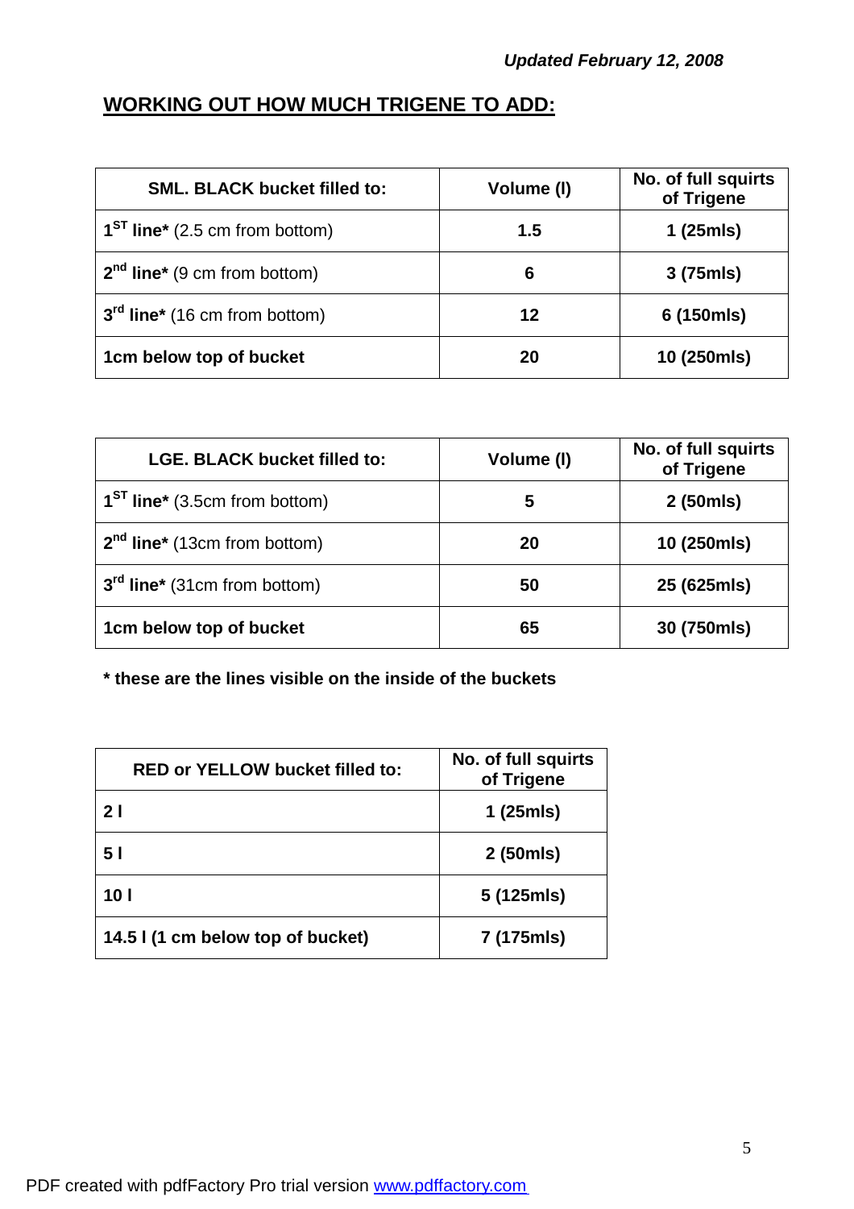*Updated February 12, 2008*

## WORKING OUT HOW MUCH TRIGENE TO ADD:

| SML. BLACK bucket filled to: | Volume (l) | No. of full squirts of Trigene |
|---|---|---|
| **1ST line*** (2.5 cm from bottom) | **1.5** | **1 (25mls)** |
| **2nd line*** (9 cm from bottom) | **6** | **3 (75mls)** |
| **3rd line*** (16 cm from bottom) | **12** | **6 (150mls)** |
| **1cm below top of bucket** | **20** | **10 (250mls)** |

| LGE. BLACK bucket filled to: | Volume (l) | No. of full squirts of Trigene |
|---|---|---|
| **1ST line*** (3.5cm from bottom) | **5** | **2 (50mls)** |
| **2nd line*** (13cm from bottom) | **20** | **10 (250mls)** |
| **3rd line*** (31cm from bottom) | **50** | **25 (625mls)** |
| **1cm below top of bucket** | **65** | **30 (750mls)** |

**\* these are the lines visible on the inside of the buckets**

| RED or YELLOW bucket filled to: | No. of full squirts of Trigene |
|---|---|
| **2 l** | **1 (25mls)** |
| **5 l** | **2 (50mls)** |
| **10 l** | **5 (125mls)** |
| **14.5 l (1 cm below top of bucket)** | **7 (175mls)** |

PDF created with pdfFactory Pro trial version www.pdffactory.com